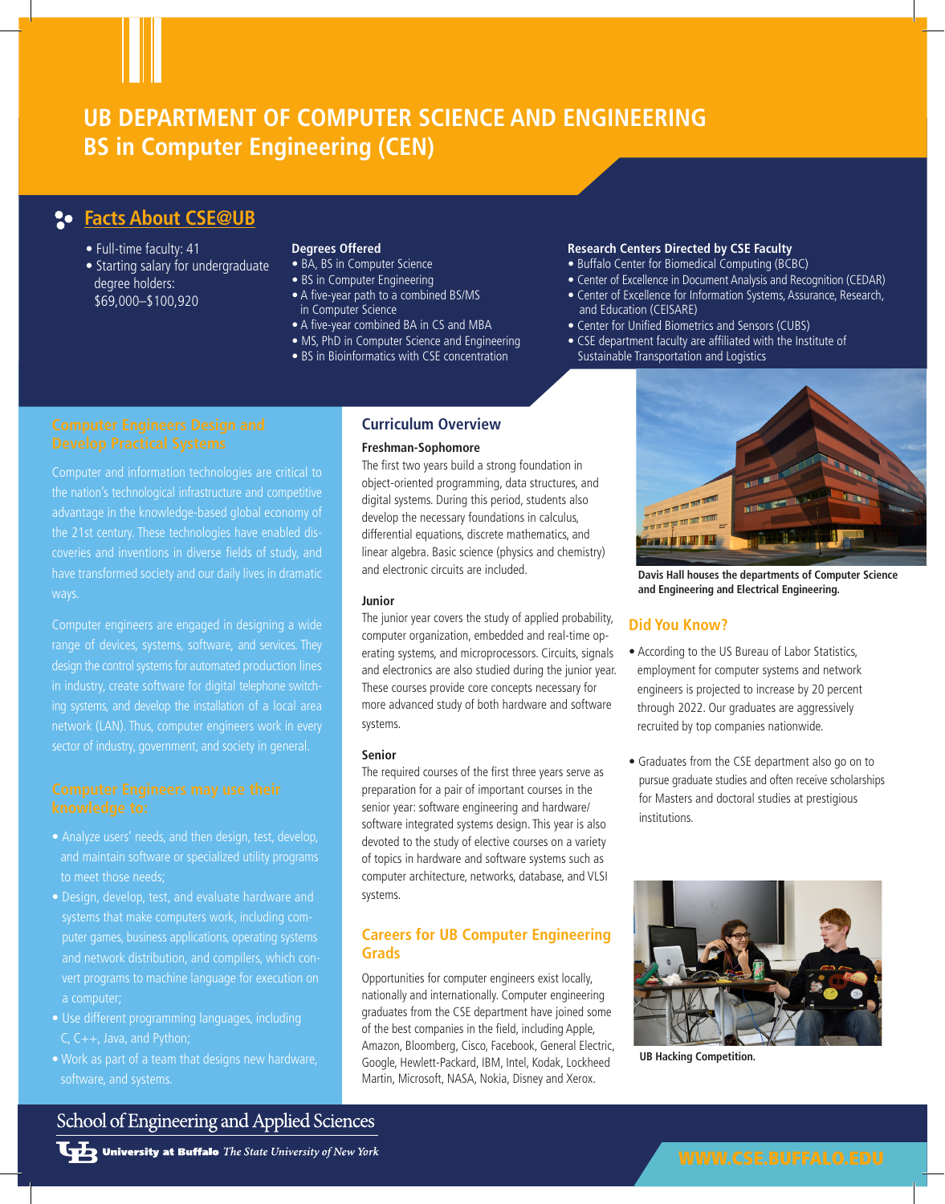# UB DEPARTMENT OF COMPUTER SCIENCE AND ENGINEERING
# BS in Computer Engineering (CEN)

## Facts About CSE@UB

- Full-time faculty: 41
- Starting salary for undergraduate degree holders: $69,000–$100,920

**Degrees Offered**

- BA, BS in Computer Science
- BS in Computer Engineering
- A five-year path to a combined BS/MS in Computer Science
- A five-year combined BA in CS and MBA
- MS, PhD in Computer Science and Engineering
- BS in Bioinformatics with CSE concentration

**Research Centers Directed by CSE Faculty**

- Buffalo Center for Biomedical Computing (BCBC)
- Center of Excellence in Document Analysis and Recognition (CEDAR)
- Center of Excellence for Information Systems, Assurance, Research, and Education (CEISARE)
- Center for Unified Biometrics and Sensors (CUBS)
- CSE department faculty are affiliated with the Institute of Sustainable Transportation and Logistics

## Computer Engineers Design and Develop Practical Systems

Computer and information technologies are critical to the nation's technological infrastructure and competitive advantage in the knowledge-based global economy of the 21st century. These technologies have enabled discoveries and inventions in diverse fields of study, and have transformed society and our daily lives in dramatic ways.

Computer engineers are engaged in designing a wide range of devices, systems, software, and services. They design the control systems for automated production lines in industry, create software for digital telephone switching systems, and develop the installation of a local area network (LAN). Thus, computer engineers work in every sector of industry, government, and society in general.

## Computer Engineers may use their knowledge to:

- Analyze users' needs, and then design, test, develop, and maintain software or specialized utility programs to meet those needs;
- Design, develop, test, and evaluate hardware and systems that make computers work, including computer games, business applications, operating systems and network distribution, and compilers, which convert programs to machine language for execution on a computer;
- Use different programming languages, including C, C++, Java, and Python;
- Work as part of a team that designs new hardware, software, and systems.

## Curriculum Overview

### Freshman-Sophomore

The first two years build a strong foundation in object-oriented programming, data structures, and digital systems. During this period, students also develop the necessary foundations in calculus, differential equations, discrete mathematics, and linear algebra. Basic science (physics and chemistry) and electronic circuits are included.

### Junior

The junior year covers the study of applied probability, computer organization, embedded and real-time operating systems, and microprocessors. Circuits, signals and electronics are also studied during the junior year. These courses provide core concepts necessary for more advanced study of both hardware and software systems.

### Senior

The required courses of the first three years serve as preparation for a pair of important courses in the senior year: software engineering and hardware/software integrated systems design. This year is also devoted to the study of elective courses on a variety of topics in hardware and software systems such as computer architecture, networks, database, and VLSI systems.

## Careers for UB Computer Engineering Grads

Opportunities for computer engineers exist locally, nationally and internationally. Computer engineering graduates from the CSE department have joined some of the best companies in the field, including Apple, Amazon, Bloomberg, Cisco, Facebook, General Electric, Google, Hewlett-Packard, IBM, Intel, Kodak, Lockheed Martin, Microsoft, NASA, Nokia, Disney and Xerox.

**Davis Hall houses the departments of Computer Science and Engineering and Electrical Engineering.**

## Did You Know?

- According to the US Bureau of Labor Statistics, employment for computer systems and network engineers is projected to increase by 20 percent through 2022. Our graduates are aggressively recruited by top companies nationwide.
- Graduates from the CSE department also go on to pursue graduate studies and often receive scholarships for Masters and doctoral studies at prestigious institutions.

**UB Hacking Competition.**

School of Engineering and Applied Sciences

University at Buffalo *The State University of New York*

WWW.CSE.BUFFALO.EDU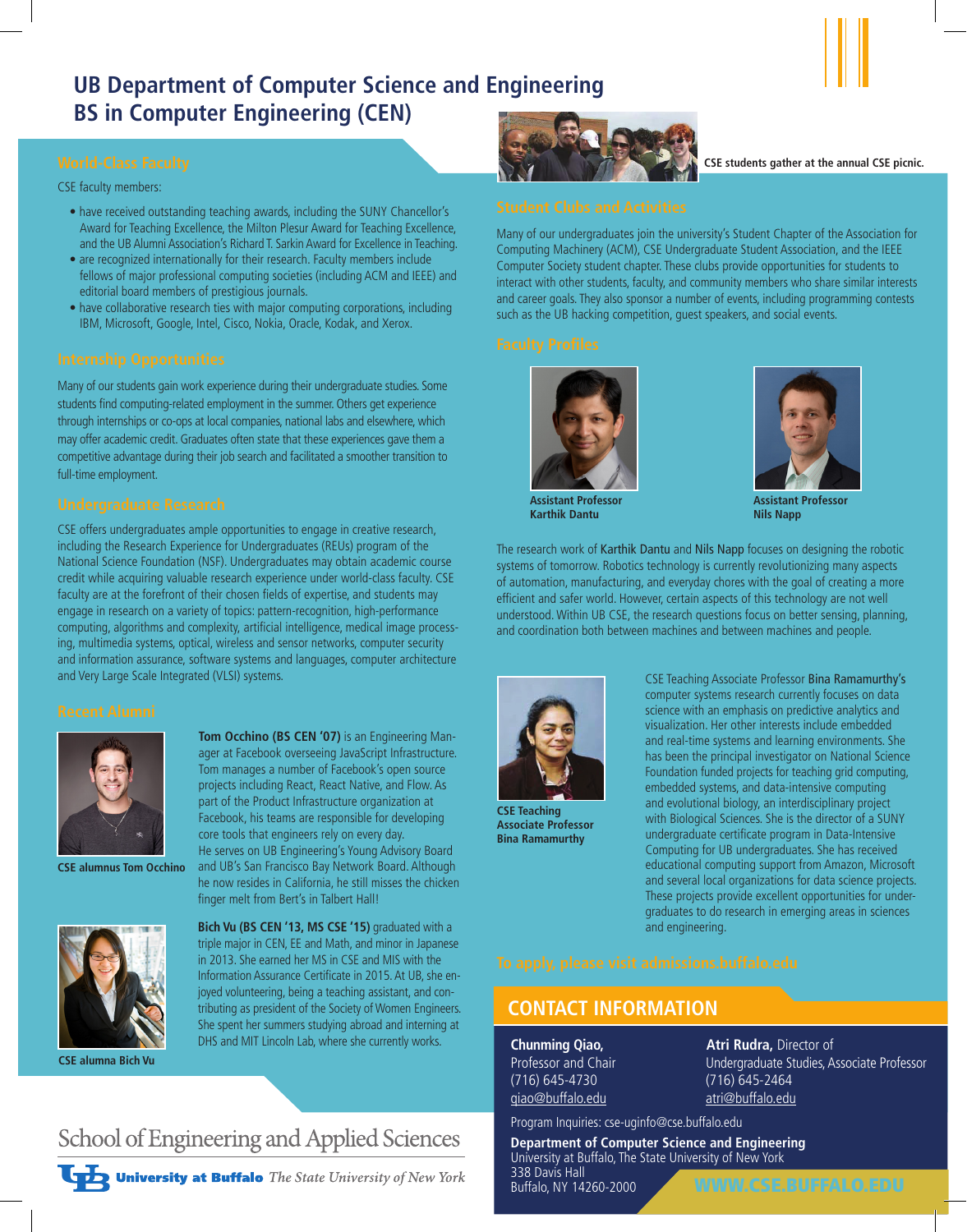# UB Department of Computer Science and Engineering
# BS in Computer Engineering (CEN)

## World-Class Faculty

CSE faculty members:

- have received outstanding teaching awards, including the SUNY Chancellor's Award for Teaching Excellence, the Milton Plesur Award for Teaching Excellence, and the UB Alumni Association's Richard T. Sarkin Award for Excellence in Teaching.
- are recognized internationally for their research. Faculty members include fellows of major professional computing societies (including ACM and IEEE) and editorial board members of prestigious journals.
- have collaborative research ties with major computing corporations, including IBM, Microsoft, Google, Intel, Cisco, Nokia, Oracle, Kodak, and Xerox.

## Internship Opportunities

Many of our students gain work experience during their undergraduate studies. Some students find computing-related employment in the summer. Others get experience through internships or co-ops at local companies, national labs and elsewhere, which may offer academic credit. Graduates often state that these experiences gave them a competitive advantage during their job search and facilitated a smoother transition to full-time employment.

## Undergraduate Research

CSE offers undergraduates ample opportunities to engage in creative research, including the Research Experience for Undergraduates (REUs) program of the National Science Foundation (NSF). Undergraduates may obtain academic course credit while acquiring valuable research experience under world-class faculty. CSE faculty are at the forefront of their chosen fields of expertise, and students may engage in research on a variety of topics: pattern-recognition, high-performance computing, algorithms and complexity, artificial intelligence, medical image processing, multimedia systems, optical, wireless and sensor networks, computer security and information assurance, software systems and languages, computer architecture and Very Large Scale Integrated (VLSI) systems.

## Recent Alumni

CSE alumnus Tom Occhino

**Tom Occhino (BS CEN '07)** is an Engineering Manager at Facebook overseeing JavaScript Infrastructure. Tom manages a number of Facebook's open source projects including React, React Native, and Flow. As part of the Product Infrastructure organization at Facebook, his teams are responsible for developing core tools that engineers rely on every day. He serves on UB Engineering's Young Advisory Board and UB's San Francisco Bay Network Board. Although he now resides in California, he still misses the chicken finger melt from Bert's in Talbert Hall!

CSE alumna Bich Vu

**Bich Vu (BS CEN '13, MS CSE '15)** graduated with a triple major in CEN, EE and Math, and minor in Japanese in 2013. She earned her MS in CSE and MIS with the Information Assurance Certificate in 2015. At UB, she enjoyed volunteering, being a teaching assistant, and contributing as president of the Society of Women Engineers. She spent her summers studying abroad and interning at DHS and MIT Lincoln Lab, where she currently works.

CSE students gather at the annual CSE picnic.

## Student Clubs and Activities

Many of our undergraduates join the university's Student Chapter of the Association for Computing Machinery (ACM), CSE Undergraduate Student Association, and the IEEE Computer Society student chapter. These clubs provide opportunities for students to interact with other students, faculty, and community members who share similar interests and career goals. They also sponsor a number of events, including programming contests such as the UB hacking competition, guest speakers, and social events.

## Faculty Profiles

**Assistant Professor Karthik Dantu**

**Assistant Professor Nils Napp**

The research work of Karthik Dantu and Nils Napp focuses on designing the robotic systems of tomorrow. Robotics technology is currently revolutionizing many aspects of automation, manufacturing, and everyday chores with the goal of creating a more efficient and safer world. However, certain aspects of this technology are not well understood. Within UB CSE, the research questions focus on better sensing, planning, and coordination both between machines and between machines and people.

**CSE Teaching Associate Professor Bina Ramamurthy**

CSE Teaching Associate Professor Bina Ramamurthy's computer systems research currently focuses on data science with an emphasis on predictive analytics and visualization. Her other interests include embedded and real-time systems and learning environments. She has been the principal investigator on National Science Foundation funded projects for teaching grid computing, embedded systems, and data-intensive computing and evolutional biology, an interdisciplinary project with Biological Sciences. She is the director of a SUNY undergraduate certificate program in Data-Intensive Computing for UB undergraduates. She has received educational computing support from Amazon, Microsoft and several local organizations for data science projects. These projects provide excellent opportunities for undergraduates to do research in emerging areas in sciences and engineering.

**To apply, please visit admissions.buffalo.edu**

## CONTACT INFORMATION

**Chunming Qiao,**
Professor and Chair
(716) 645-4730
qiao@buffalo.edu

**Atri Rudra,** Director of Undergraduate Studies, Associate Professor
(716) 645-2464
atri@buffalo.edu

Program Inquiries: cse-uginfo@cse.buffalo.edu

**Department of Computer Science and Engineering**
University at Buffalo, The State University of New York
338 Davis Hall
Buffalo, NY 14260-2000

WWW.CSE.BUFFALO.EDU

School of Engineering and Applied Sciences

University at Buffalo *The State University of New York*